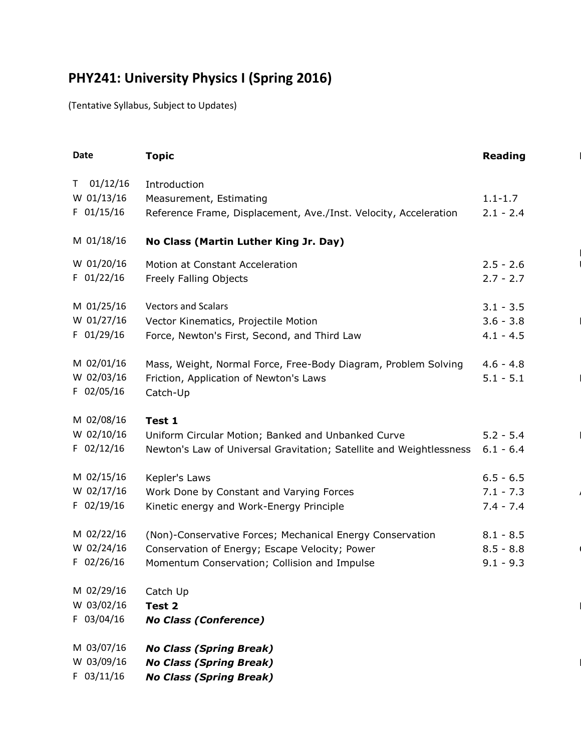# PHY241: University Physics I (Spring 2016)

(Tentative Syllabus, Subject to Updates)

| Date | Topic | Reading |
|---|---|---|
| T 01/12/16 | Introduction | |
| W 01/13/16 | Measurement, Estimating | 1.1-1.7 |
| F 01/15/16 | Reference Frame, Displacement, Ave./Inst. Velocity, Acceleration | 2.1 - 2.4 |
| M 01/18/16 | **No Class (Martin Luther King Jr. Day)** | |
| W 01/20/16 | Motion at Constant Acceleration | 2.5 - 2.6 |
| F 01/22/16 | Freely Falling Objects | 2.7 - 2.7 |
| M 01/25/16 | Vectors and Scalars | 3.1 - 3.5 |
| W 01/27/16 | Vector Kinematics, Projectile Motion | 3.6 - 3.8 |
| F 01/29/16 | Force, Newton's First, Second, and Third Law | 4.1 - 4.5 |
| M 02/01/16 | Mass, Weight, Normal Force, Free-Body Diagram, Problem Solving | 4.6 - 4.8 |
| W 02/03/16 | Friction, Application of Newton's Laws | 5.1 - 5.1 |
| F 02/05/16 | Catch-Up | |
| M 02/08/16 | **Test 1** | |
| W 02/10/16 | Uniform Circular Motion; Banked and Unbanked Curve | 5.2 - 5.4 |
| F 02/12/16 | Newton's Law of Universal Gravitation; Satellite and Weightlessness | 6.1 - 6.4 |
| M 02/15/16 | Kepler's Laws | 6.5 - 6.5 |
| W 02/17/16 | Work Done by Constant and Varying Forces | 7.1 - 7.3 |
| F 02/19/16 | Kinetic energy and Work-Energy Principle | 7.4 - 7.4 |
| M 02/22/16 | (Non)-Conservative Forces; Mechanical Energy Conservation | 8.1 - 8.5 |
| W 02/24/16 | Conservation of Energy; Escape Velocity; Power | 8.5 - 8.8 |
| F 02/26/16 | Momentum Conservation; Collision and Impulse | 9.1 - 9.3 |
| M 02/29/16 | Catch Up | |
| W 03/02/16 | **Test 2** | |
| F 03/04/16 | ***No Class (Conference)*** | |
| M 03/07/16 | ***No Class (Spring Break)*** | |
| W 03/09/16 | ***No Class (Spring Break)*** | |
| F 03/11/16 | ***No Class (Spring Break)*** | |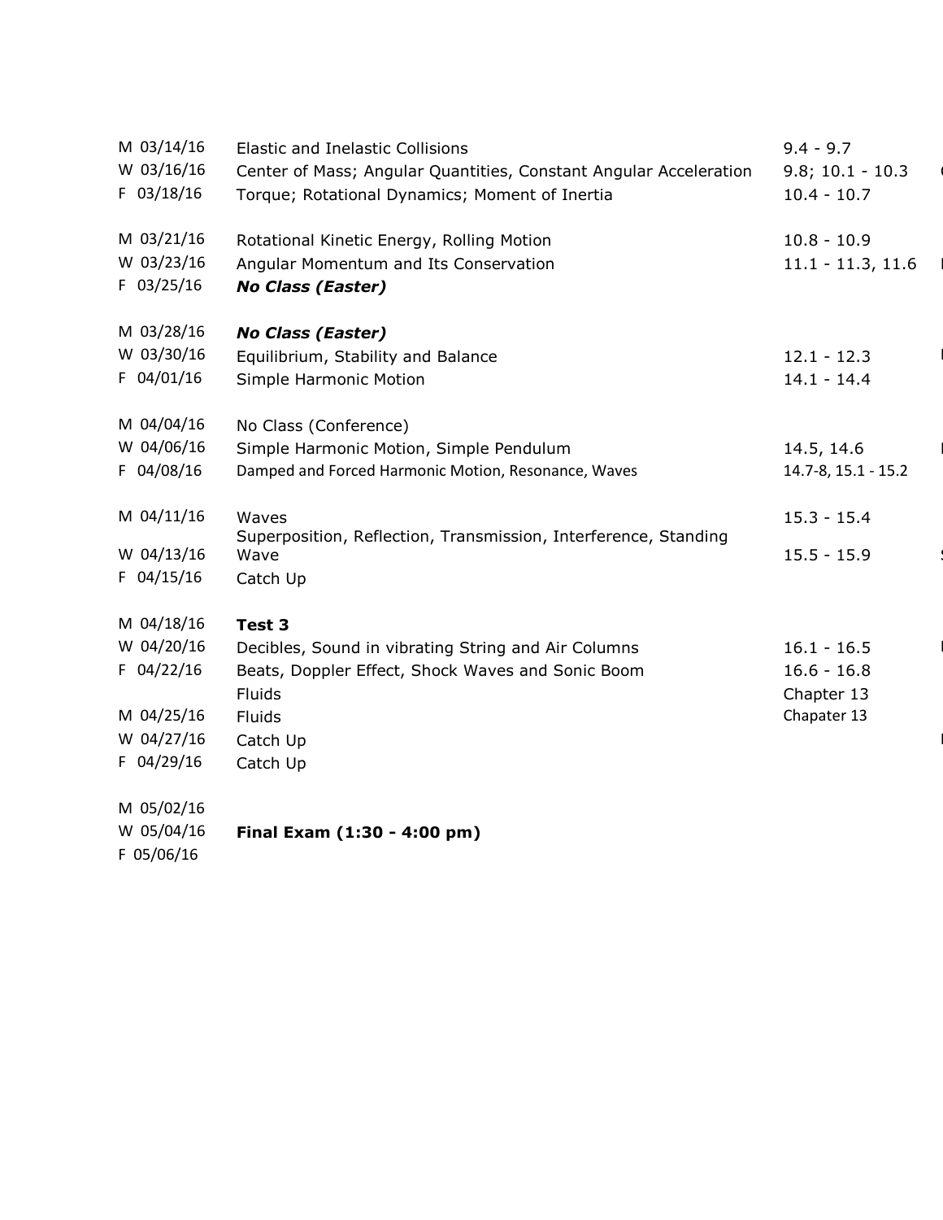| | | |
|---|---|---|
| M 03/14/16 | Elastic and Inelastic Collisions | 9.4 - 9.7 |
| W 03/16/16 | Center of Mass; Angular Quantities, Constant Angular Acceleration | 9.8; 10.1 - 10.3 |
| F 03/18/16 | Torque; Rotational Dynamics; Moment of Inertia | 10.4 - 10.7 |
| M 03/21/16 | Rotational Kinetic Energy, Rolling Motion | 10.8 - 10.9 |
| W 03/23/16 | Angular Momentum and Its Conservation | 11.1 - 11.3, 11.6 |
| F 03/25/16 | ***No Class (Easter)*** | |
| M 03/28/16 | ***No Class (Easter)*** | |
| W 03/30/16 | Equilibrium, Stability and Balance | 12.1 - 12.3 |
| F 04/01/16 | Simple Harmonic Motion | 14.1 - 14.4 |
| M 04/04/16 | No Class (Conference) | |
| W 04/06/16 | Simple Harmonic Motion, Simple Pendulum | 14.5, 14.6 |
| F 04/08/16 | Damped and Forced Harmonic Motion, Resonance, Waves | 14.7-8, 15.1 - 15.2 |
| M 04/11/16 | Waves | 15.3 - 15.4 |
| W 04/13/16 | Superposition, Reflection, Transmission, Interference, Standing Wave | 15.5 - 15.9 |
| F 04/15/16 | Catch Up | |
| M 04/18/16 | **Test 3** | |
| W 04/20/16 | Decibles, Sound in vibrating String and Air Columns | 16.1 - 16.5 |
| F 04/22/16 | Beats, Doppler Effect, Shock Waves and Sonic Boom | 16.6 - 16.8 |
| | Fluids | Chapter 13 |
| M 04/25/16 | Fluids | Chapater 13 |
| W 04/27/16 | Catch Up | |
| F 04/29/16 | Catch Up | |
| M 05/02/16 | | |
| W 05/04/16 | **Final Exam (1:30 - 4:00 pm)** | |
| F 05/06/16 | | |